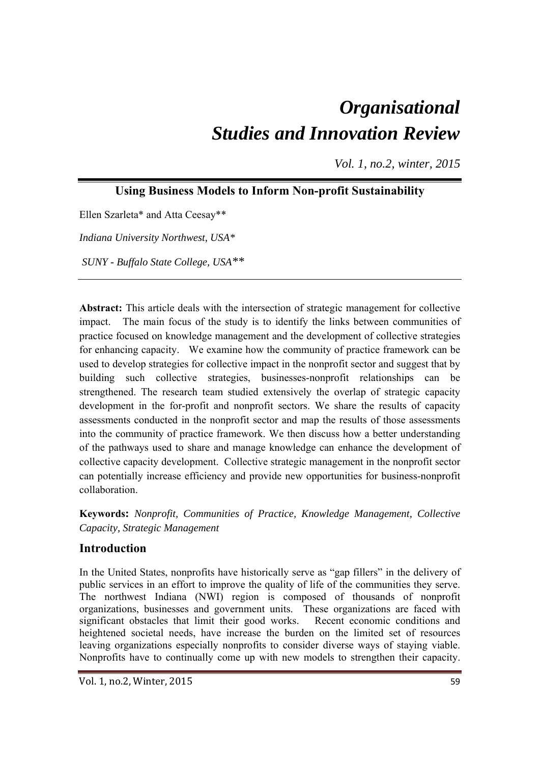# *Organisational Studies and Innovation Review*

*Vol. 1, no.2, winter, 2015*

## Using Business Models to Inform Non-profit Sustainability

Ellen Szarleta* and Atta Ceesay**

*Indiana University Northwest, USA**

*SUNY - Buffalo State College, USA***

**Abstract:** This article deals with the intersection of strategic management for collective impact. The main focus of the study is to identify the links between communities of practice focused on knowledge management and the development of collective strategies for enhancing capacity. We examine how the community of practice framework can be used to develop strategies for collective impact in the nonprofit sector and suggest that by building such collective strategies, businesses-nonprofit relationships can be strengthened. The research team studied extensively the overlap of strategic capacity development in the for-profit and nonprofit sectors. We share the results of capacity assessments conducted in the nonprofit sector and map the results of those assessments into the community of practice framework. We then discuss how a better understanding of the pathways used to share and manage knowledge can enhance the development of collective capacity development. Collective strategic management in the nonprofit sector can potentially increase efficiency and provide new opportunities for business-nonprofit collaboration.

**Keywords:** *Nonprofit, Communities of Practice, Knowledge Management, Collective Capacity, Strategic Management*

## Introduction

In the United States, nonprofits have historically serve as "gap fillers" in the delivery of public services in an effort to improve the quality of life of the communities they serve. The northwest Indiana (NWI) region is composed of thousands of nonprofit organizations, businesses and government units. These organizations are faced with significant obstacles that limit their good works. Recent economic conditions and heightened societal needs, have increase the burden on the limited set of resources leaving organizations especially nonprofits to consider diverse ways of staying viable. Nonprofits have to continually come up with new models to strengthen their capacity.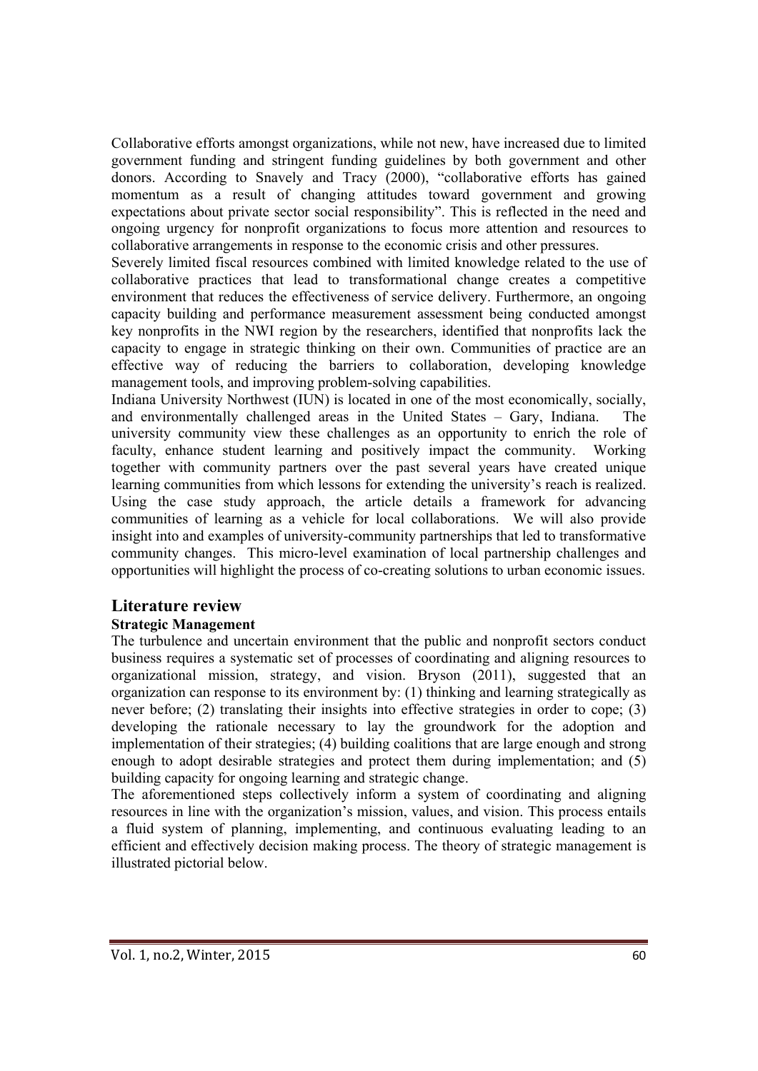Collaborative efforts amongst organizations, while not new, have increased due to limited government funding and stringent funding guidelines by both government and other donors. According to Snavely and Tracy (2000), "collaborative efforts has gained momentum as a result of changing attitudes toward government and growing expectations about private sector social responsibility". This is reflected in the need and ongoing urgency for nonprofit organizations to focus more attention and resources to collaborative arrangements in response to the economic crisis and other pressures.

Severely limited fiscal resources combined with limited knowledge related to the use of collaborative practices that lead to transformational change creates a competitive environment that reduces the effectiveness of service delivery. Furthermore, an ongoing capacity building and performance measurement assessment being conducted amongst key nonprofits in the NWI region by the researchers, identified that nonprofits lack the capacity to engage in strategic thinking on their own. Communities of practice are an effective way of reducing the barriers to collaboration, developing knowledge management tools, and improving problem-solving capabilities.

Indiana University Northwest (IUN) is located in one of the most economically, socially, and environmentally challenged areas in the United States – Gary, Indiana. The university community view these challenges as an opportunity to enrich the role of faculty, enhance student learning and positively impact the community. Working together with community partners over the past several years have created unique learning communities from which lessons for extending the university's reach is realized. Using the case study approach, the article details a framework for advancing communities of learning as a vehicle for local collaborations. We will also provide insight into and examples of university-community partnerships that led to transformative community changes. This micro-level examination of local partnership challenges and opportunities will highlight the process of co-creating solutions to urban economic issues.

## Literature review

### Strategic Management

The turbulence and uncertain environment that the public and nonprofit sectors conduct business requires a systematic set of processes of coordinating and aligning resources to organizational mission, strategy, and vision. Bryson (2011), suggested that an organization can response to its environment by: (1) thinking and learning strategically as never before; (2) translating their insights into effective strategies in order to cope; (3) developing the rationale necessary to lay the groundwork for the adoption and implementation of their strategies; (4) building coalitions that are large enough and strong enough to adopt desirable strategies and protect them during implementation; and (5) building capacity for ongoing learning and strategic change.

The aforementioned steps collectively inform a system of coordinating and aligning resources in line with the organization's mission, values, and vision. This process entails a fluid system of planning, implementing, and continuous evaluating leading to an efficient and effectively decision making process. The theory of strategic management is illustrated pictorial below.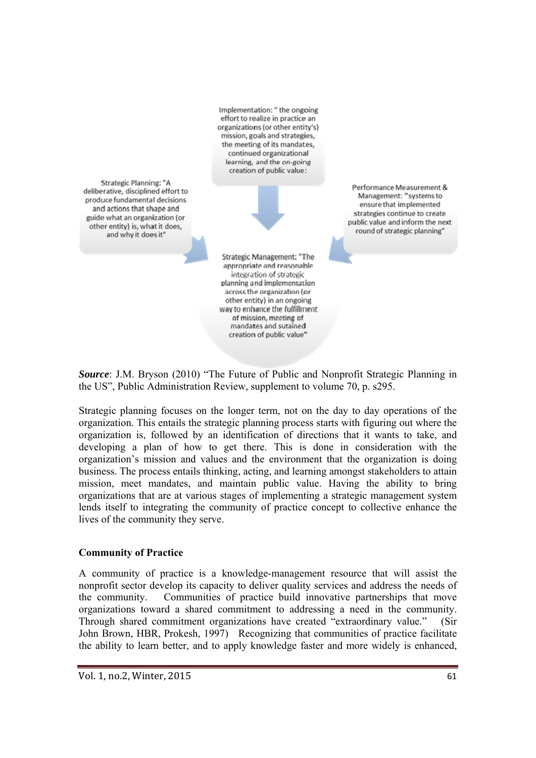Implementation: " the ongoing effort to realize in practice an organizations (or other entity's) mission, goals and strategies, the meeting of its mandates, continued organizational learning, and the on-going creation of public value:

Strategic Planning: "A deliberative, disciplined effort to produce fundamental decisions and actions that shape and guide what an organization (or other entity) is, what it does, and why it does it"

Performance Measurement & Management: "systems to ensure that implemented strategies continue to create public value and inform the next round of strategic planning"

Strategic Management: "The appropriate and reasonable integration of strategic planning and implementation across the organization (or other entity) in an ongoing way to enhance the fulfillment of mission, meeting of mandates and sutained creation of public value"

***Source***: J.M. Bryson (2010) "The Future of Public and Nonprofit Strategic Planning in the US", Public Administration Review, supplement to volume 70, p. s295.

Strategic planning focuses on the longer term, not on the day to day operations of the organization. This entails the strategic planning process starts with figuring out where the organization is, followed by an identification of directions that it wants to take, and developing a plan of how to get there. This is done in consideration with the organization's mission and values and the environment that the organization is doing business. The process entails thinking, acting, and learning amongst stakeholders to attain mission, meet mandates, and maintain public value. Having the ability to bring organizations that are at various stages of implementing a strategic management system lends itself to integrating the community of practice concept to collective enhance the lives of the community they serve.

**Community of Practice**

A community of practice is a knowledge-management resource that will assist the nonprofit sector develop its capacity to deliver quality services and address the needs of the community. Communities of practice build innovative partnerships that move organizations toward a shared commitment to addressing a need in the community. Through shared commitment organizations have created "extraordinary value." (Sir John Brown, HBR, Prokesh, 1997) Recognizing that communities of practice facilitate the ability to learn better, and to apply knowledge faster and more widely is enhanced,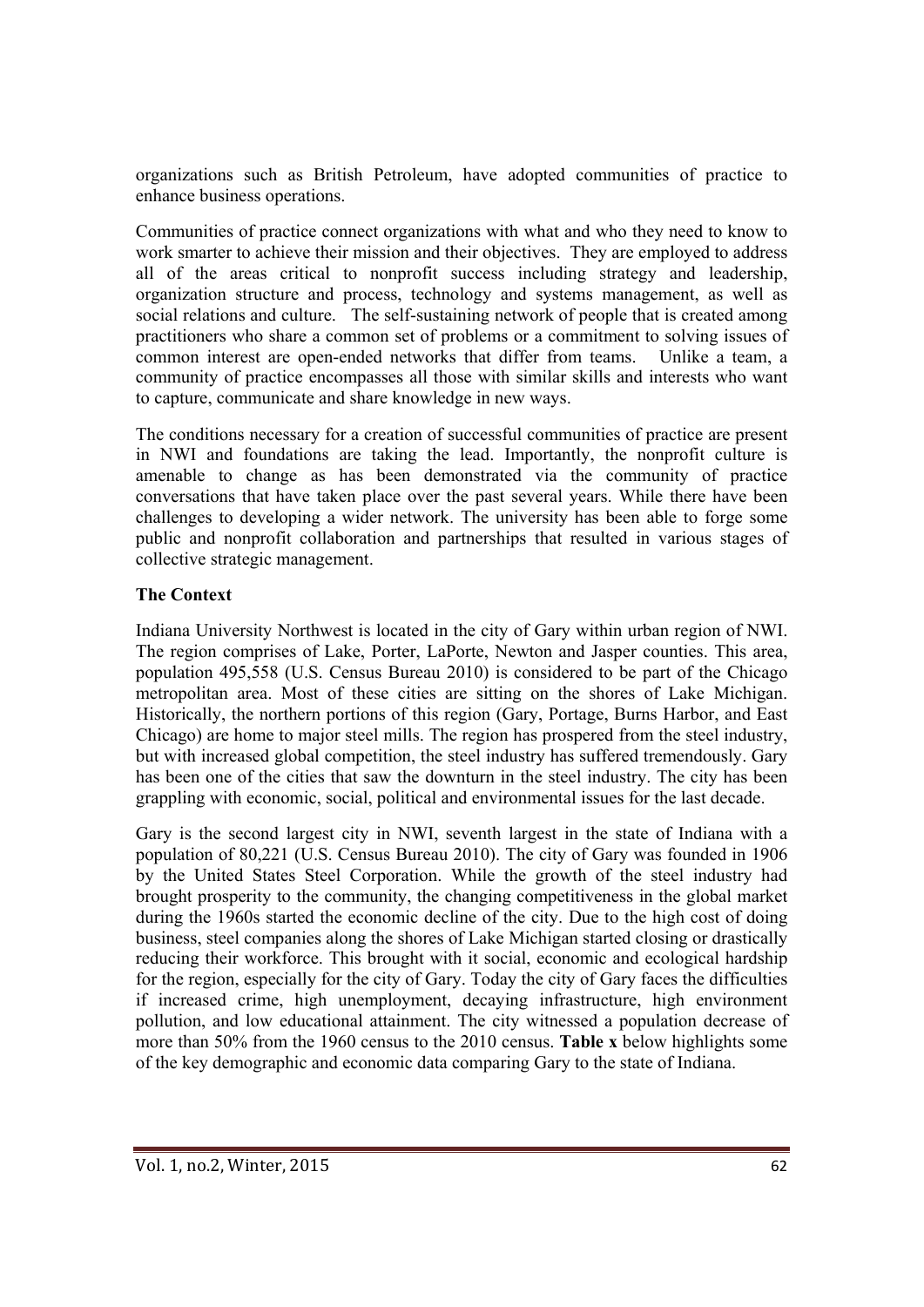organizations such as British Petroleum, have adopted communities of practice to enhance business operations.

Communities of practice connect organizations with what and who they need to know to work smarter to achieve their mission and their objectives. They are employed to address all of the areas critical to nonprofit success including strategy and leadership, organization structure and process, technology and systems management, as well as social relations and culture. The self-sustaining network of people that is created among practitioners who share a common set of problems or a commitment to solving issues of common interest are open-ended networks that differ from teams. Unlike a team, a community of practice encompasses all those with similar skills and interests who want to capture, communicate and share knowledge in new ways.

The conditions necessary for a creation of successful communities of practice are present in NWI and foundations are taking the lead. Importantly, the nonprofit culture is amenable to change as has been demonstrated via the community of practice conversations that have taken place over the past several years. While there have been challenges to developing a wider network. The university has been able to forge some public and nonprofit collaboration and partnerships that resulted in various stages of collective strategic management.

**The Context**

Indiana University Northwest is located in the city of Gary within urban region of NWI. The region comprises of Lake, Porter, LaPorte, Newton and Jasper counties. This area, population 495,558 (U.S. Census Bureau 2010) is considered to be part of the Chicago metropolitan area. Most of these cities are sitting on the shores of Lake Michigan. Historically, the northern portions of this region (Gary, Portage, Burns Harbor, and East Chicago) are home to major steel mills. The region has prospered from the steel industry, but with increased global competition, the steel industry has suffered tremendously. Gary has been one of the cities that saw the downturn in the steel industry. The city has been grappling with economic, social, political and environmental issues for the last decade.

Gary is the second largest city in NWI, seventh largest in the state of Indiana with a population of 80,221 (U.S. Census Bureau 2010). The city of Gary was founded in 1906 by the United States Steel Corporation. While the growth of the steel industry had brought prosperity to the community, the changing competitiveness in the global market during the 1960s started the economic decline of the city. Due to the high cost of doing business, steel companies along the shores of Lake Michigan started closing or drastically reducing their workforce. This brought with it social, economic and ecological hardship for the region, especially for the city of Gary. Today the city of Gary faces the difficulties if increased crime, high unemployment, decaying infrastructure, high environment pollution, and low educational attainment. The city witnessed a population decrease of more than 50% from the 1960 census to the 2010 census. **Table x** below highlights some of the key demographic and economic data comparing Gary to the state of Indiana.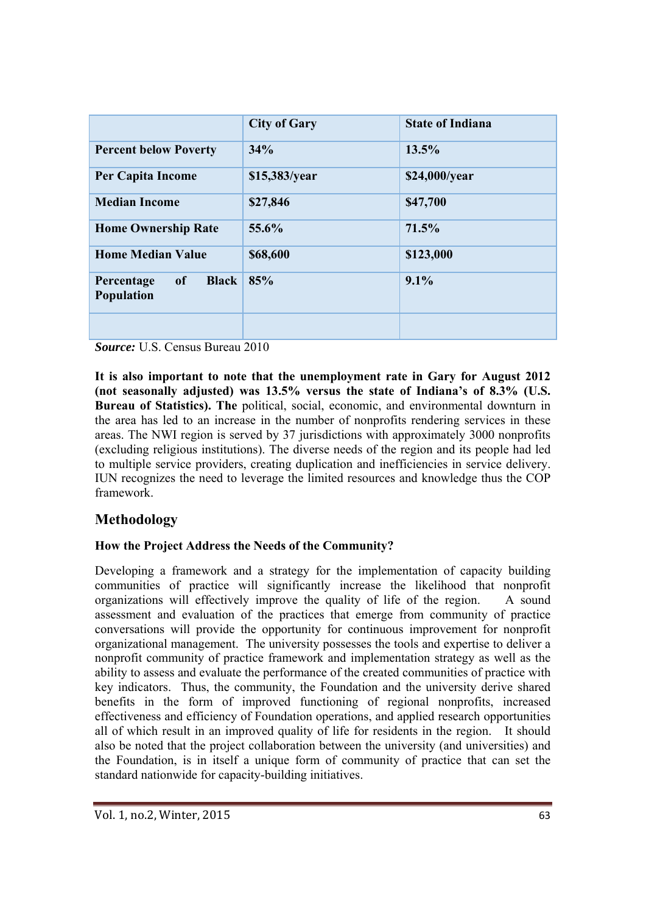| | City of Gary | State of Indiana |
|---|---|---|
| **Percent below Poverty** | **34%** | **13.5%** |
| **Per Capita Income** | **$15,383/year** | **$24,000/year** |
| **Median Income** | **$27,846** | **$47,700** |
| **Home Ownership Rate** | **55.6%** | **71.5%** |
| **Home Median Value** | **$68,600** | **$123,000** |
| **Percentage of Black Population** | **85%** | **9.1%** |
| | | |

***Source:*** U.S. Census Bureau 2010

**It is also important to note that the unemployment rate in Gary for August 2012 (not seasonally adjusted) was 13.5% versus the state of Indiana's of 8.3% (U.S. Bureau of Statistics). The** political, social, economic, and environmental downturn in the area has led to an increase in the number of nonprofits rendering services in these areas. The NWI region is served by 37 jurisdictions with approximately 3000 nonprofits (excluding religious institutions). The diverse needs of the region and its people had led to multiple service providers, creating duplication and inefficiencies in service delivery. IUN recognizes the need to leverage the limited resources and knowledge thus the COP framework.

## Methodology

### How the Project Address the Needs of the Community?

Developing a framework and a strategy for the implementation of capacity building communities of practice will significantly increase the likelihood that nonprofit organizations will effectively improve the quality of life of the region. A sound assessment and evaluation of the practices that emerge from community of practice conversations will provide the opportunity for continuous improvement for nonprofit organizational management. The university possesses the tools and expertise to deliver a nonprofit community of practice framework and implementation strategy as well as the ability to assess and evaluate the performance of the created communities of practice with key indicators. Thus, the community, the Foundation and the university derive shared benefits in the form of improved functioning of regional nonprofits, increased effectiveness and efficiency of Foundation operations, and applied research opportunities all of which result in an improved quality of life for residents in the region. It should also be noted that the project collaboration between the university (and universities) and the Foundation, is in itself a unique form of community of practice that can set the standard nationwide for capacity-building initiatives.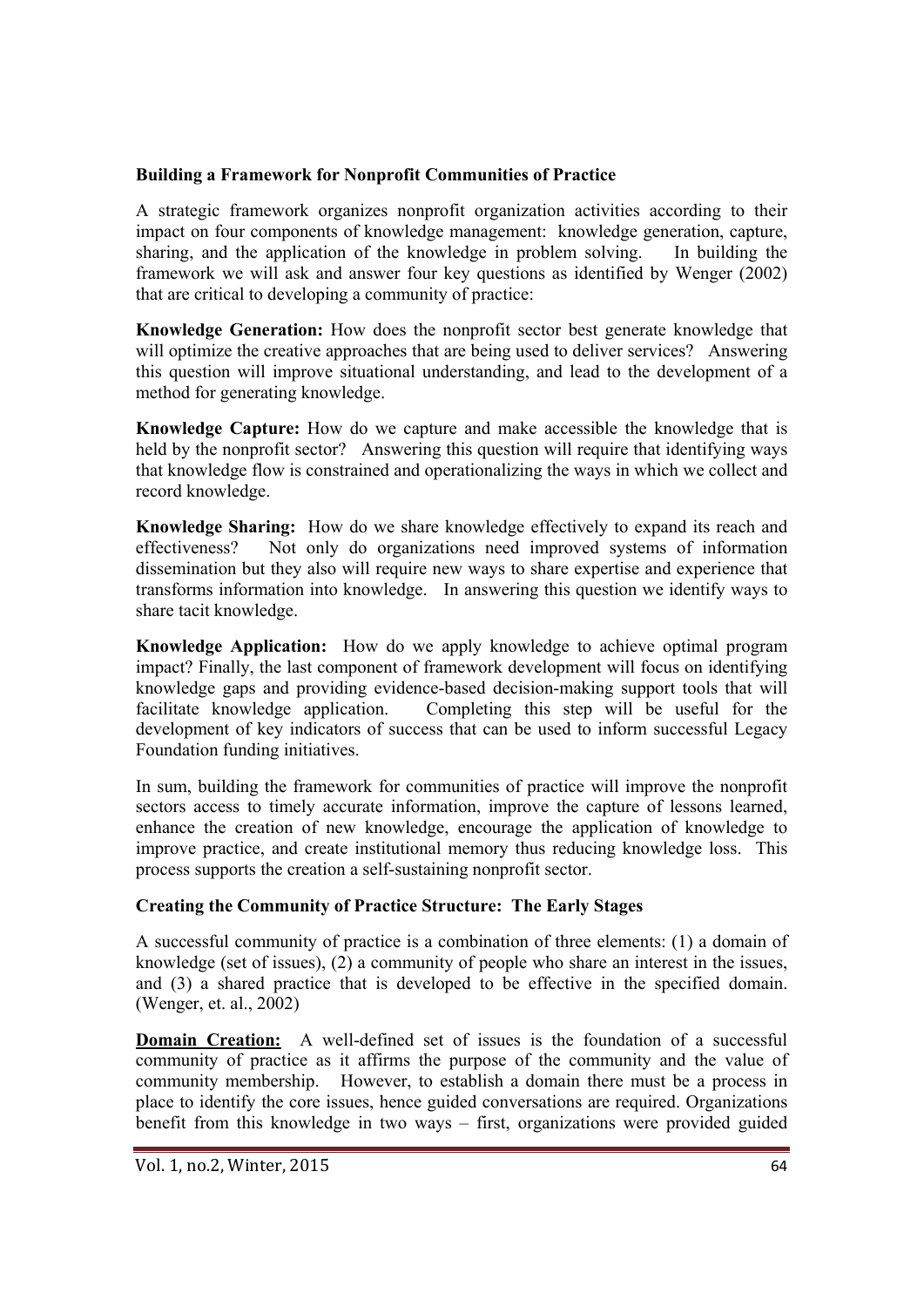### Building a Framework for Nonprofit Communities of Practice

A strategic framework organizes nonprofit organization activities according to their impact on four components of knowledge management: knowledge generation, capture, sharing, and the application of the knowledge in problem solving. In building the framework we will ask and answer four key questions as identified by Wenger (2002) that are critical to developing a community of practice:

**Knowledge Generation:** How does the nonprofit sector best generate knowledge that will optimize the creative approaches that are being used to deliver services? Answering this question will improve situational understanding, and lead to the development of a method for generating knowledge.

**Knowledge Capture:** How do we capture and make accessible the knowledge that is held by the nonprofit sector? Answering this question will require that identifying ways that knowledge flow is constrained and operationalizing the ways in which we collect and record knowledge.

**Knowledge Sharing:** How do we share knowledge effectively to expand its reach and effectiveness? Not only do organizations need improved systems of information dissemination but they also will require new ways to share expertise and experience that transforms information into knowledge. In answering this question we identify ways to share tacit knowledge.

**Knowledge Application:** How do we apply knowledge to achieve optimal program impact? Finally, the last component of framework development will focus on identifying knowledge gaps and providing evidence-based decision-making support tools that will facilitate knowledge application. Completing this step will be useful for the development of key indicators of success that can be used to inform successful Legacy Foundation funding initiatives.

In sum, building the framework for communities of practice will improve the nonprofit sectors access to timely accurate information, improve the capture of lessons learned, enhance the creation of new knowledge, encourage the application of knowledge to improve practice, and create institutional memory thus reducing knowledge loss. This process supports the creation a self-sustaining nonprofit sector.

### Creating the Community of Practice Structure: The Early Stages

A successful community of practice is a combination of three elements: (1) a domain of knowledge (set of issues), (2) a community of people who share an interest in the issues, and (3) a shared practice that is developed to be effective in the specified domain. (Wenger, et. al., 2002)

**Domain Creation:** A well-defined set of issues is the foundation of a successful community of practice as it affirms the purpose of the community and the value of community membership. However, to establish a domain there must be a process in place to identify the core issues, hence guided conversations are required. Organizations benefit from this knowledge in two ways – first, organizations were provided guided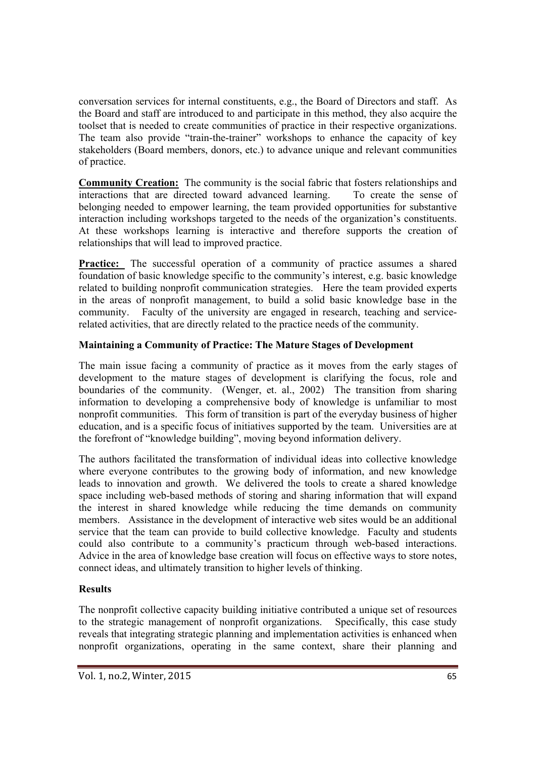conversation services for internal constituents, e.g., the Board of Directors and staff. As the Board and staff are introduced to and participate in this method, they also acquire the toolset that is needed to create communities of practice in their respective organizations. The team also provide "train-the-trainer" workshops to enhance the capacity of key stakeholders (Board members, donors, etc.) to advance unique and relevant communities of practice.

**Community Creation:** The community is the social fabric that fosters relationships and interactions that are directed toward advanced learning. To create the sense of belonging needed to empower learning, the team provided opportunities for substantive interaction including workshops targeted to the needs of the organization's constituents. At these workshops learning is interactive and therefore supports the creation of relationships that will lead to improved practice.

**Practice:** The successful operation of a community of practice assumes a shared foundation of basic knowledge specific to the community's interest, e.g. basic knowledge related to building nonprofit communication strategies. Here the team provided experts in the areas of nonprofit management, to build a solid basic knowledge base in the community. Faculty of the university are engaged in research, teaching and service-related activities, that are directly related to the practice needs of the community.

### Maintaining a Community of Practice: The Mature Stages of Development

The main issue facing a community of practice as it moves from the early stages of development to the mature stages of development is clarifying the focus, role and boundaries of the community. (Wenger, et. al., 2002) The transition from sharing information to developing a comprehensive body of knowledge is unfamiliar to most nonprofit communities. This form of transition is part of the everyday business of higher education, and is a specific focus of initiatives supported by the team. Universities are at the forefront of "knowledge building", moving beyond information delivery.

The authors facilitated the transformation of individual ideas into collective knowledge where everyone contributes to the growing body of information, and new knowledge leads to innovation and growth. We delivered the tools to create a shared knowledge space including web-based methods of storing and sharing information that will expand the interest in shared knowledge while reducing the time demands on community members. Assistance in the development of interactive web sites would be an additional service that the team can provide to build collective knowledge. Faculty and students could also contribute to a community's practicum through web-based interactions. Advice in the area of knowledge base creation will focus on effective ways to store notes, connect ideas, and ultimately transition to higher levels of thinking.

### Results

The nonprofit collective capacity building initiative contributed a unique set of resources to the strategic management of nonprofit organizations. Specifically, this case study reveals that integrating strategic planning and implementation activities is enhanced when nonprofit organizations, operating in the same context, share their planning and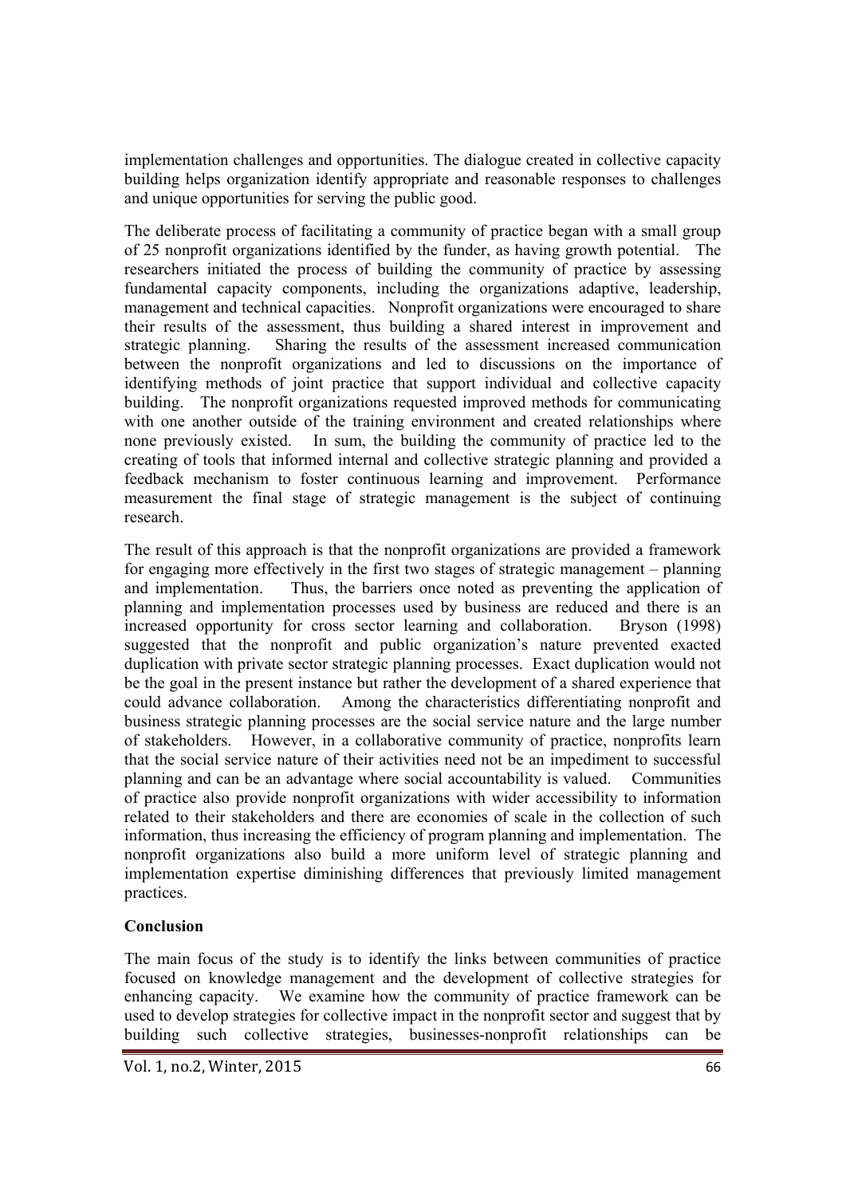implementation challenges and opportunities. The dialogue created in collective capacity building helps organization identify appropriate and reasonable responses to challenges and unique opportunities for serving the public good.

The deliberate process of facilitating a community of practice began with a small group of 25 nonprofit organizations identified by the funder, as having growth potential. The researchers initiated the process of building the community of practice by assessing fundamental capacity components, including the organizations adaptive, leadership, management and technical capacities. Nonprofit organizations were encouraged to share their results of the assessment, thus building a shared interest in improvement and strategic planning. Sharing the results of the assessment increased communication between the nonprofit organizations and led to discussions on the importance of identifying methods of joint practice that support individual and collective capacity building. The nonprofit organizations requested improved methods for communicating with one another outside of the training environment and created relationships where none previously existed. In sum, the building the community of practice led to the creating of tools that informed internal and collective strategic planning and provided a feedback mechanism to foster continuous learning and improvement. Performance measurement the final stage of strategic management is the subject of continuing research.

The result of this approach is that the nonprofit organizations are provided a framework for engaging more effectively in the first two stages of strategic management – planning and implementation. Thus, the barriers once noted as preventing the application of planning and implementation processes used by business are reduced and there is an increased opportunity for cross sector learning and collaboration. Bryson (1998) suggested that the nonprofit and public organization's nature prevented exacted duplication with private sector strategic planning processes. Exact duplication would not be the goal in the present instance but rather the development of a shared experience that could advance collaboration. Among the characteristics differentiating nonprofit and business strategic planning processes are the social service nature and the large number of stakeholders. However, in a collaborative community of practice, nonprofits learn that the social service nature of their activities need not be an impediment to successful planning and can be an advantage where social accountability is valued. Communities of practice also provide nonprofit organizations with wider accessibility to information related to their stakeholders and there are economies of scale in the collection of such information, thus increasing the efficiency of program planning and implementation. The nonprofit organizations also build a more uniform level of strategic planning and implementation expertise diminishing differences that previously limited management practices.

## Conclusion

The main focus of the study is to identify the links between communities of practice focused on knowledge management and the development of collective strategies for enhancing capacity. We examine how the community of practice framework can be used to develop strategies for collective impact in the nonprofit sector and suggest that by building such collective strategies, businesses-nonprofit relationships can be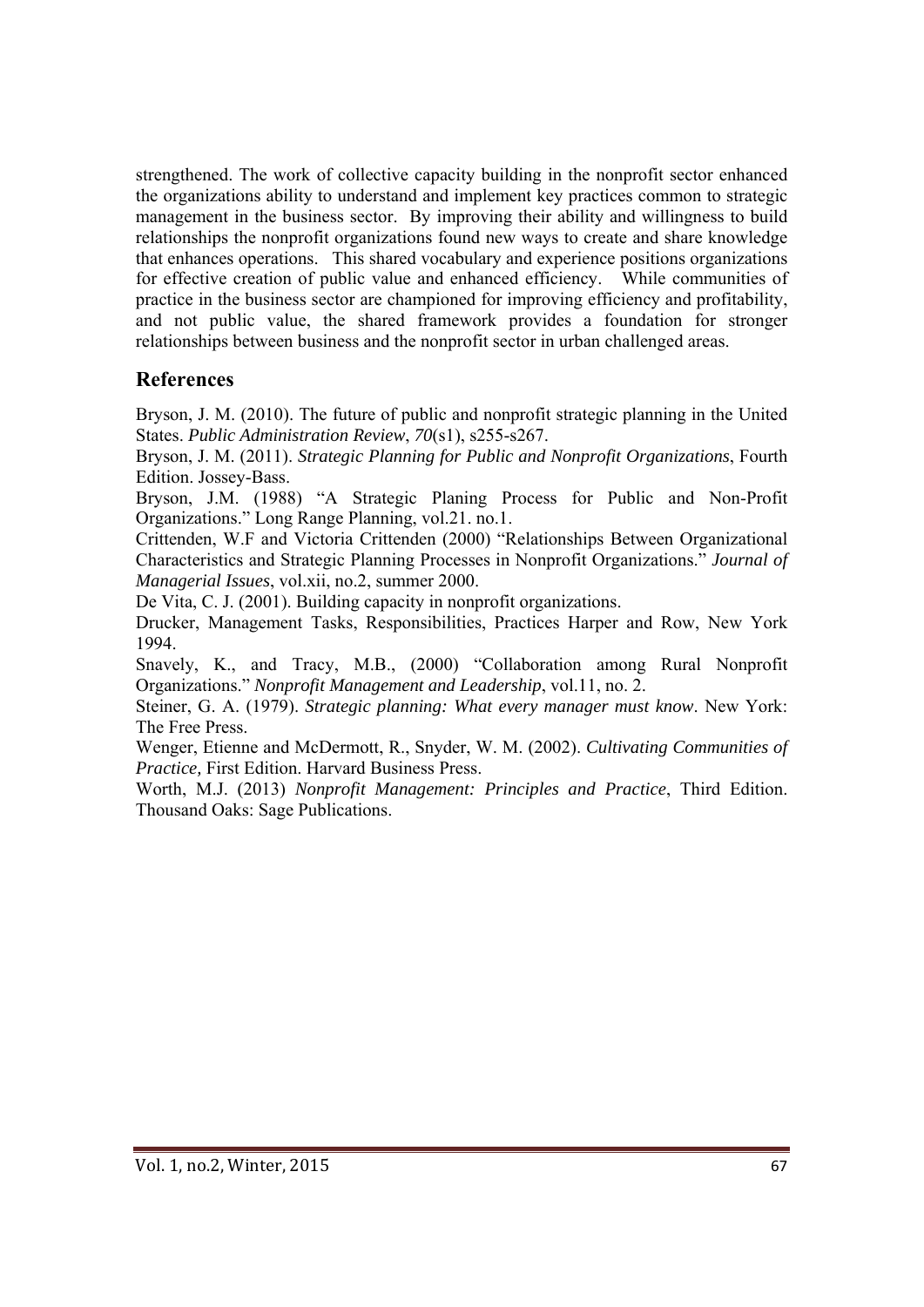strengthened. The work of collective capacity building in the nonprofit sector enhanced the organizations ability to understand and implement key practices common to strategic management in the business sector. By improving their ability and willingness to build relationships the nonprofit organizations found new ways to create and share knowledge that enhances operations. This shared vocabulary and experience positions organizations for effective creation of public value and enhanced efficiency. While communities of practice in the business sector are championed for improving efficiency and profitability, and not public value, the shared framework provides a foundation for stronger relationships between business and the nonprofit sector in urban challenged areas.

## References

Bryson, J. M. (2010). The future of public and nonprofit strategic planning in the United States. *Public Administration Review*, *70*(s1), s255-s267.

Bryson, J. M. (2011). *Strategic Planning for Public and Nonprofit Organizations*, Fourth Edition. Jossey-Bass.

Bryson, J.M. (1988) "A Strategic Planing Process for Public and Non-Profit Organizations." Long Range Planning, vol.21. no.1.

Crittenden, W.F and Victoria Crittenden (2000) "Relationships Between Organizational Characteristics and Strategic Planning Processes in Nonprofit Organizations." *Journal of Managerial Issues*, vol.xii, no.2, summer 2000.

De Vita, C. J. (2001). Building capacity in nonprofit organizations.

Drucker, Management Tasks, Responsibilities, Practices Harper and Row, New York 1994.

Snavely, K., and Tracy, M.B., (2000) "Collaboration among Rural Nonprofit Organizations." *Nonprofit Management and Leadership*, vol.11, no. 2.

Steiner, G. A. (1979). *Strategic planning: What every manager must know*. New York: The Free Press.

Wenger, Etienne and McDermott, R., Snyder, W. M. (2002). *Cultivating Communities of Practice,* First Edition. Harvard Business Press.

Worth, M.J. (2013) *Nonprofit Management: Principles and Practice*, Third Edition. Thousand Oaks: Sage Publications.